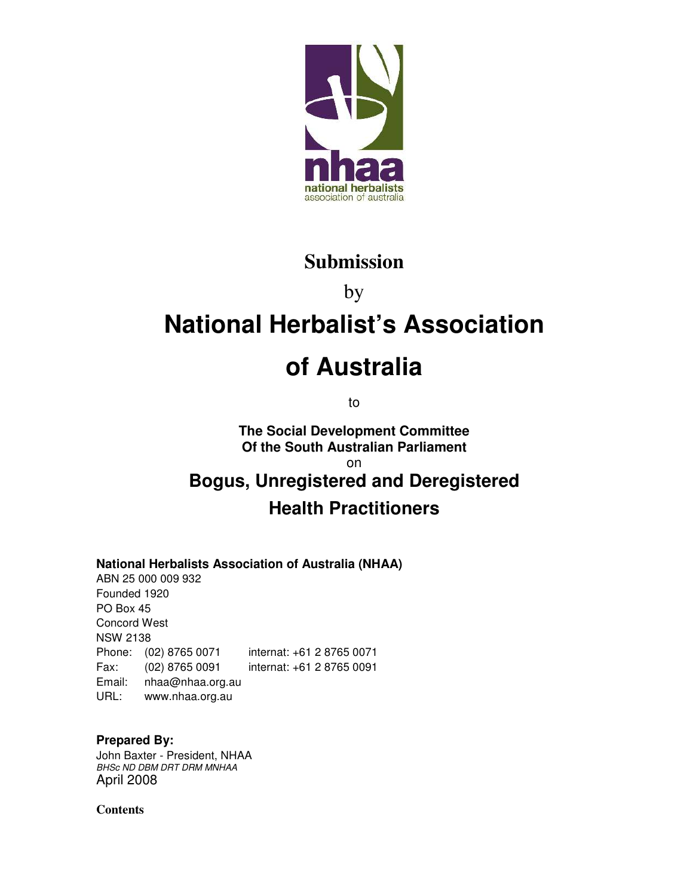**Submission**

by

# National Herbalist's Association of Australia

to

**The Social Development Committee**
**Of the South Australian Parliament**

on

## Bogus, Unregistered and Deregistered Health Practitioners

**National Herbalists Association of Australia (NHAA)**
ABN 25 000 009 932
Founded 1920
PO Box 45
Concord West
NSW 2138

| | | |
|---|---|---|
| Phone: | (02) 8765 0071 | internat: +61 2 8765 0071 |
| Fax: | (02) 8765 0091 | internat: +61 2 8765 0091 |
| Email: | nhaa@nhaa.org.au | |
| URL: | www.nhaa.org.au | |

**Prepared By:**
John Baxter - President, NHAA
*BHSc ND DBM DRT DRM MNHAA*
April 2008

**Contents**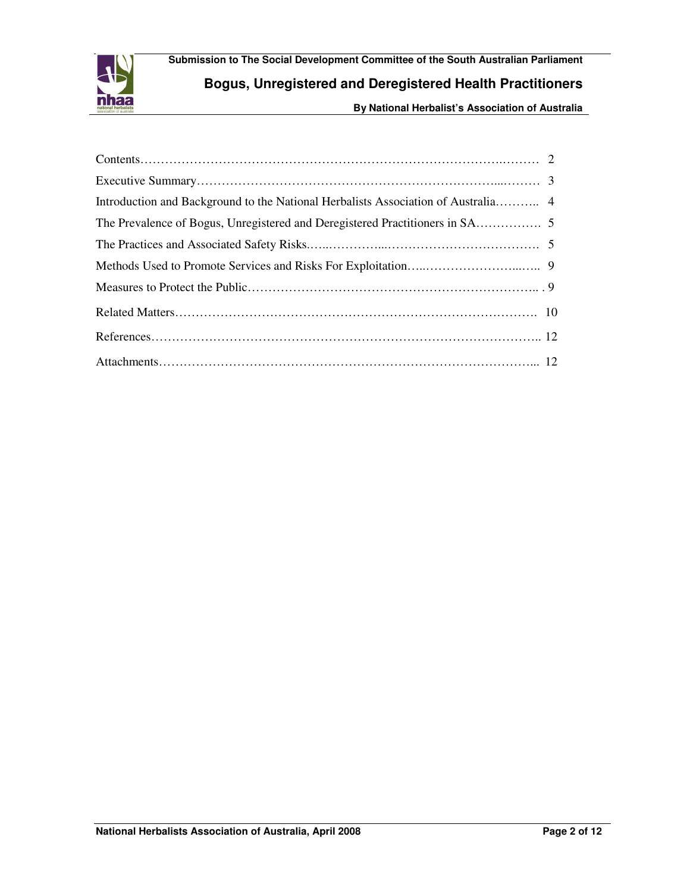| | |
|---|---|
| Contents | 2 |
| Executive Summary | 3 |
| Introduction and Background to the National Herbalists Association of Australia | 4 |
| The Prevalence of Bogus, Unregistered and Deregistered Practitioners in SA | 5 |
| The Practices and Associated Safety Risks | 5 |
| Methods Used to Promote Services and Risks For Exploitation | 9 |
| Measures to Protect the Public | 9 |
| Related Matters | 10 |
| References | 12 |
| Attachments | 12 |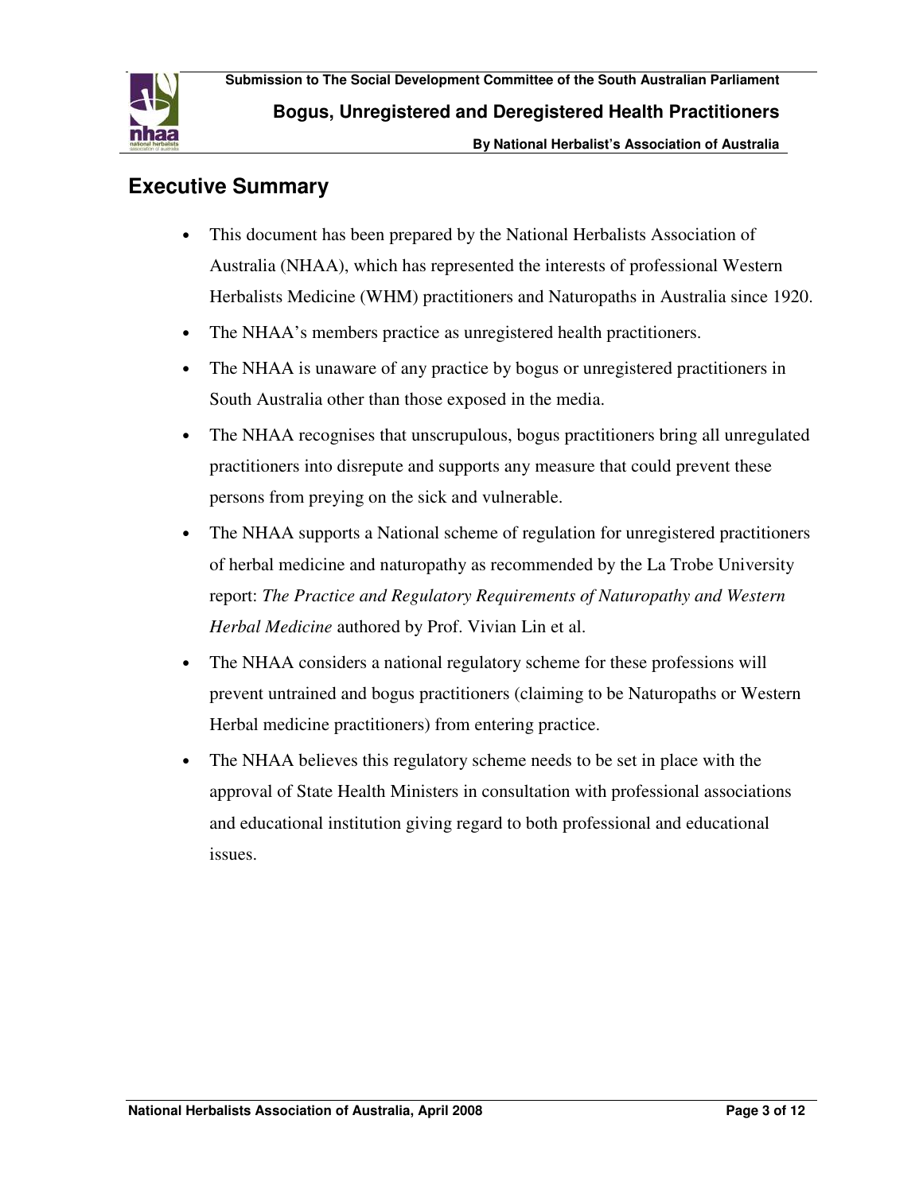## Executive Summary

- This document has been prepared by the National Herbalists Association of Australia (NHAA), which has represented the interests of professional Western Herbalists Medicine (WHM) practitioners and Naturopaths in Australia since 1920.
- The NHAA's members practice as unregistered health practitioners.
- The NHAA is unaware of any practice by bogus or unregistered practitioners in South Australia other than those exposed in the media.
- The NHAA recognises that unscrupulous, bogus practitioners bring all unregulated practitioners into disrepute and supports any measure that could prevent these persons from preying on the sick and vulnerable.
- The NHAA supports a National scheme of regulation for unregistered practitioners of herbal medicine and naturopathy as recommended by the La Trobe University report: *The Practice and Regulatory Requirements of Naturopathy and Western Herbal Medicine* authored by Prof. Vivian Lin et al.
- The NHAA considers a national regulatory scheme for these professions will prevent untrained and bogus practitioners (claiming to be Naturopaths or Western Herbal medicine practitioners) from entering practice.
- The NHAA believes this regulatory scheme needs to be set in place with the approval of State Health Ministers in consultation with professional associations and educational institution giving regard to both professional and educational issues.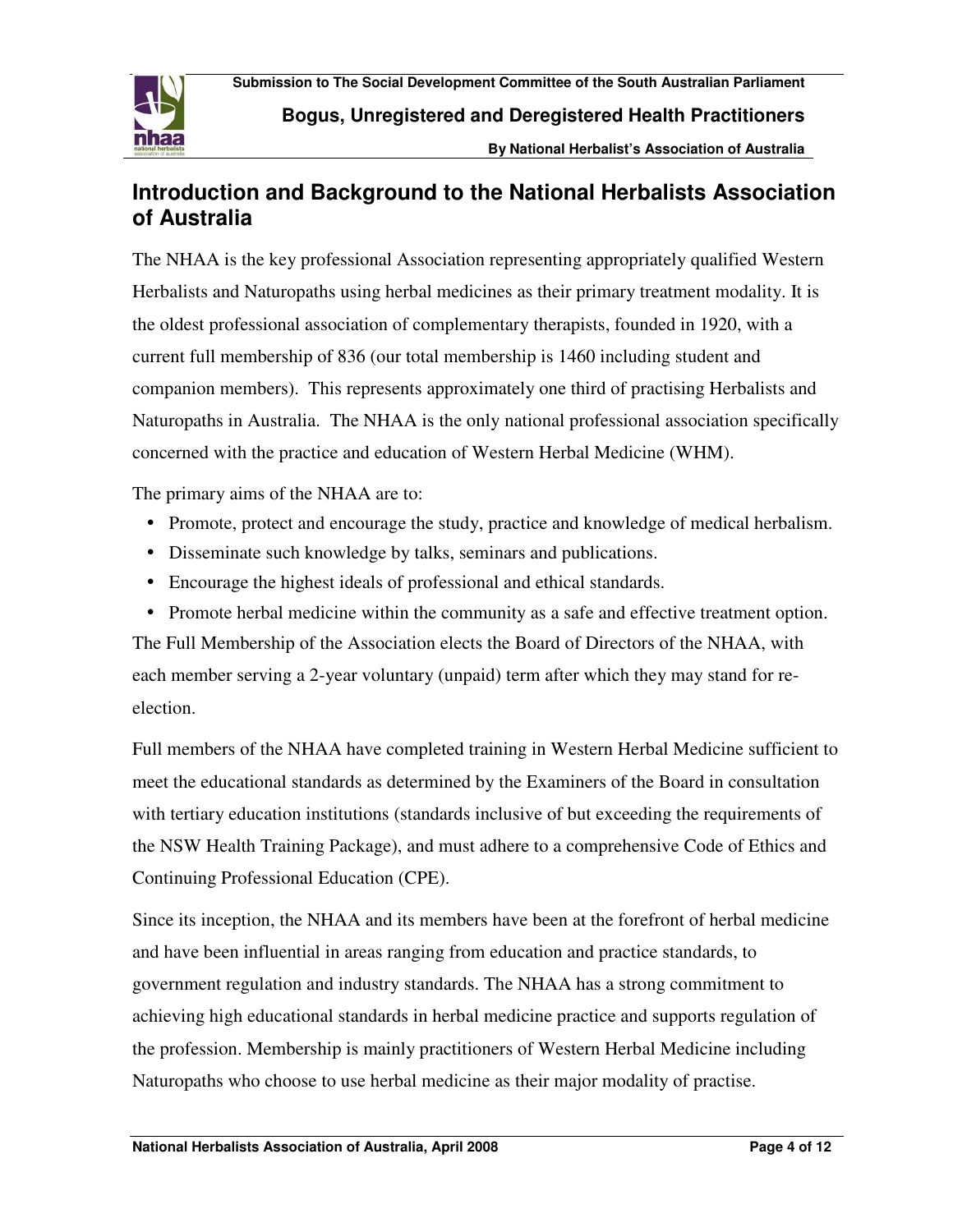## Introduction and Background to the National Herbalists Association of Australia

The NHAA is the key professional Association representing appropriately qualified Western Herbalists and Naturopaths using herbal medicines as their primary treatment modality. It is the oldest professional association of complementary therapists, founded in 1920, with a current full membership of 836 (our total membership is 1460 including student and companion members). This represents approximately one third of practising Herbalists and Naturopaths in Australia. The NHAA is the only national professional association specifically concerned with the practice and education of Western Herbal Medicine (WHM).

The primary aims of the NHAA are to:

- Promote, protect and encourage the study, practice and knowledge of medical herbalism.
- Disseminate such knowledge by talks, seminars and publications.
- Encourage the highest ideals of professional and ethical standards.
- Promote herbal medicine within the community as a safe and effective treatment option.

The Full Membership of the Association elects the Board of Directors of the NHAA, with each member serving a 2-year voluntary (unpaid) term after which they may stand for re-election.

Full members of the NHAA have completed training in Western Herbal Medicine sufficient to meet the educational standards as determined by the Examiners of the Board in consultation with tertiary education institutions (standards inclusive of but exceeding the requirements of the NSW Health Training Package), and must adhere to a comprehensive Code of Ethics and Continuing Professional Education (CPE).

Since its inception, the NHAA and its members have been at the forefront of herbal medicine and have been influential in areas ranging from education and practice standards, to government regulation and industry standards. The NHAA has a strong commitment to achieving high educational standards in herbal medicine practice and supports regulation of the profession. Membership is mainly practitioners of Western Herbal Medicine including Naturopaths who choose to use herbal medicine as their major modality of practise.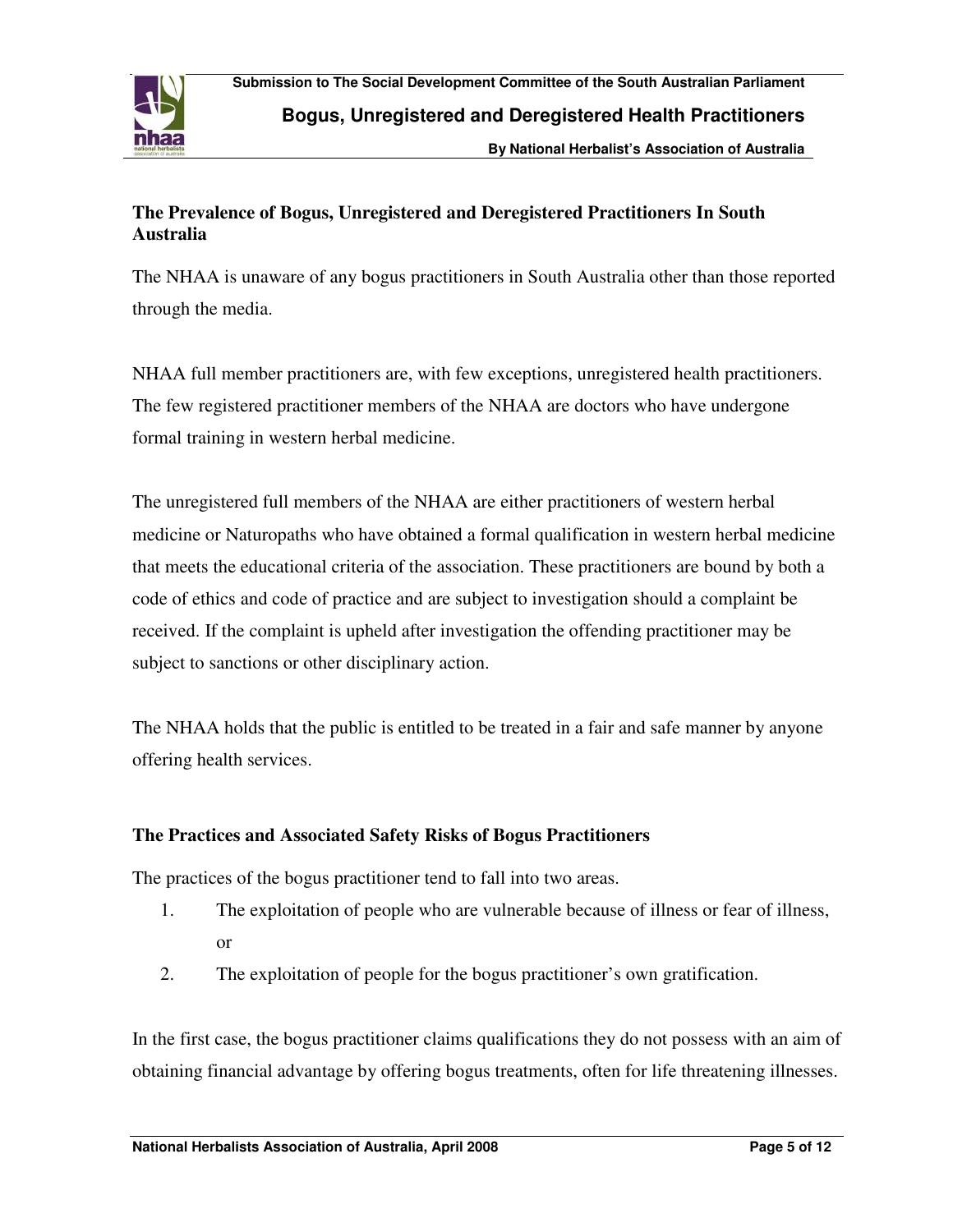## The Prevalence of Bogus, Unregistered and Deregistered Practitioners In South Australia

The NHAA is unaware of any bogus practitioners in South Australia other than those reported through the media.

NHAA full member practitioners are, with few exceptions, unregistered health practitioners. The few registered practitioner members of the NHAA are doctors who have undergone formal training in western herbal medicine.

The unregistered full members of the NHAA are either practitioners of western herbal medicine or Naturopaths who have obtained a formal qualification in western herbal medicine that meets the educational criteria of the association. These practitioners are bound by both a code of ethics and code of practice and are subject to investigation should a complaint be received. If the complaint is upheld after investigation the offending practitioner may be subject to sanctions or other disciplinary action.

The NHAA holds that the public is entitled to be treated in a fair and safe manner by anyone offering health services.

## The Practices and Associated Safety Risks of Bogus Practitioners

The practices of the bogus practitioner tend to fall into two areas.

1. The exploitation of people who are vulnerable because of illness or fear of illness, or
2. The exploitation of people for the bogus practitioner's own gratification.

In the first case, the bogus practitioner claims qualifications they do not possess with an aim of obtaining financial advantage by offering bogus treatments, often for life threatening illnesses.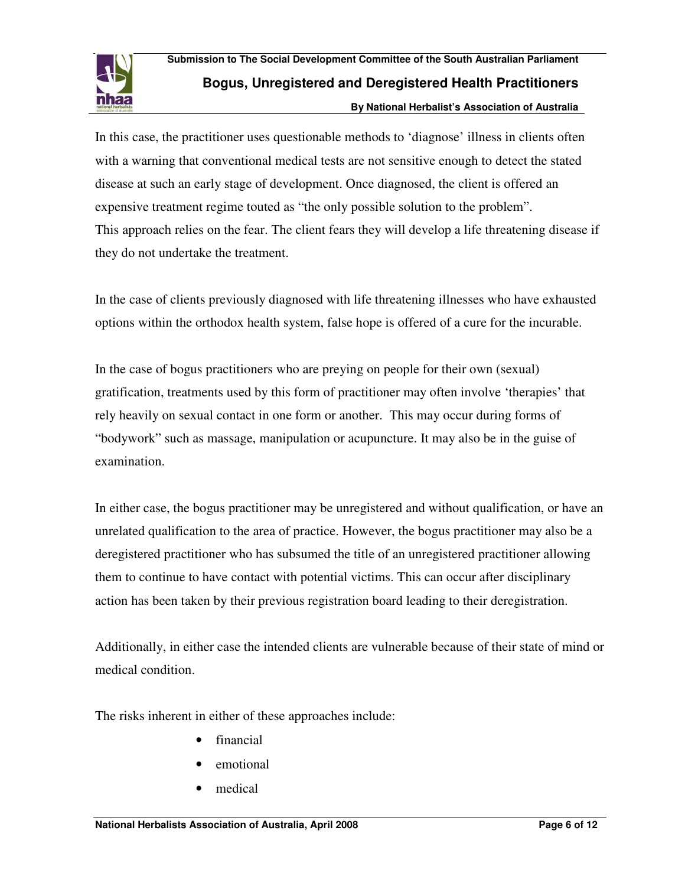In this case, the practitioner uses questionable methods to 'diagnose' illness in clients often with a warning that conventional medical tests are not sensitive enough to detect the stated disease at such an early stage of development. Once diagnosed, the client is offered an expensive treatment regime touted as "the only possible solution to the problem".
This approach relies on the fear. The client fears they will develop a life threatening disease if they do not undertake the treatment.

In the case of clients previously diagnosed with life threatening illnesses who have exhausted options within the orthodox health system, false hope is offered of a cure for the incurable.

In the case of bogus practitioners who are preying on people for their own (sexual) gratification, treatments used by this form of practitioner may often involve 'therapies' that rely heavily on sexual contact in one form or another. This may occur during forms of "bodywork" such as massage, manipulation or acupuncture. It may also be in the guise of examination.

In either case, the bogus practitioner may be unregistered and without qualification, or have an unrelated qualification to the area of practice. However, the bogus practitioner may also be a deregistered practitioner who has subsumed the title of an unregistered practitioner allowing them to continue to have contact with potential victims. This can occur after disciplinary action has been taken by their previous registration board leading to their deregistration.

Additionally, in either case the intended clients are vulnerable because of their state of mind or medical condition.

The risks inherent in either of these approaches include:

- financial
- emotional
- medical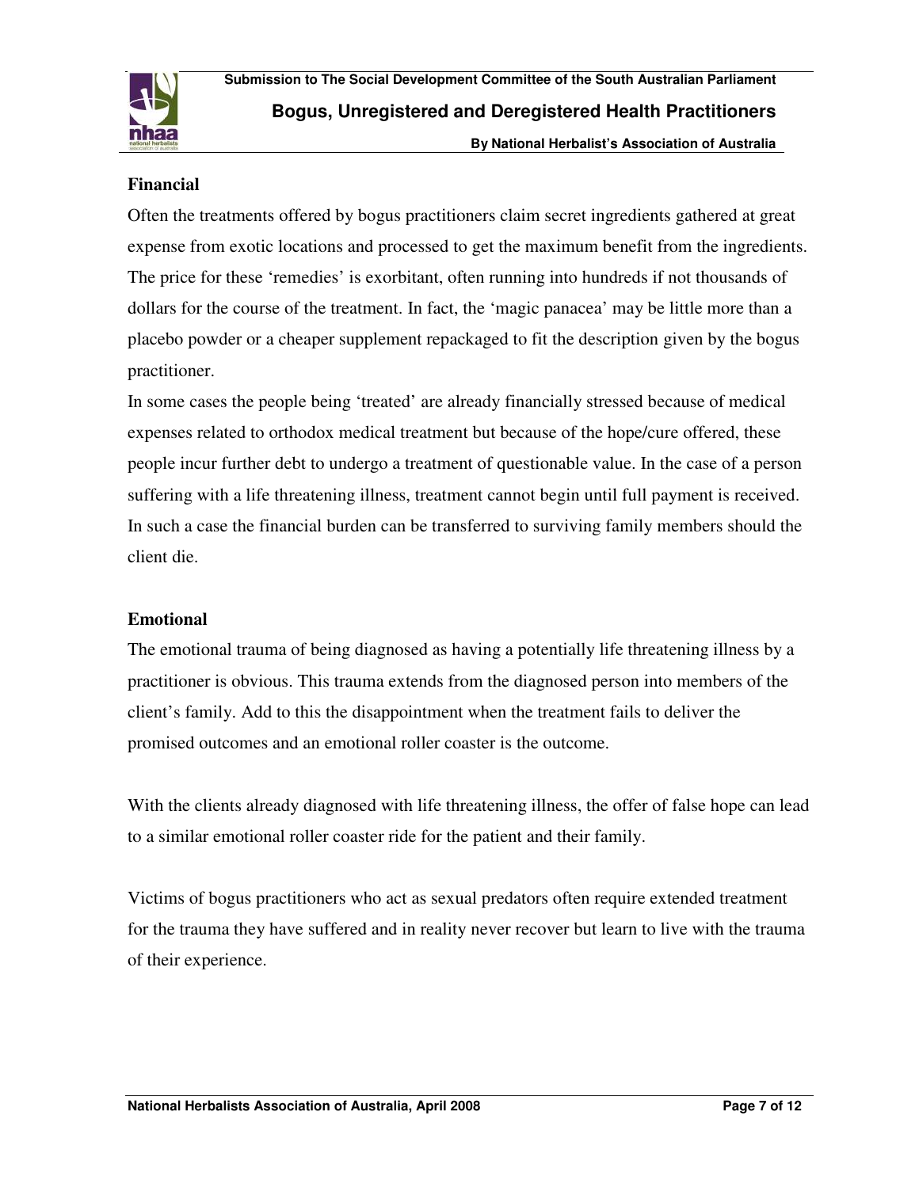**Financial**

Often the treatments offered by bogus practitioners claim secret ingredients gathered at great expense from exotic locations and processed to get the maximum benefit from the ingredients. The price for these 'remedies' is exorbitant, often running into hundreds if not thousands of dollars for the course of the treatment. In fact, the 'magic panacea' may be little more than a placebo powder or a cheaper supplement repackaged to fit the description given by the bogus practitioner.

In some cases the people being 'treated' are already financially stressed because of medical expenses related to orthodox medical treatment but because of the hope/cure offered, these people incur further debt to undergo a treatment of questionable value. In the case of a person suffering with a life threatening illness, treatment cannot begin until full payment is received. In such a case the financial burden can be transferred to surviving family members should the client die.

**Emotional**

The emotional trauma of being diagnosed as having a potentially life threatening illness by a practitioner is obvious. This trauma extends from the diagnosed person into members of the client's family. Add to this the disappointment when the treatment fails to deliver the promised outcomes and an emotional roller coaster is the outcome.

With the clients already diagnosed with life threatening illness, the offer of false hope can lead to a similar emotional roller coaster ride for the patient and their family.

Victims of bogus practitioners who act as sexual predators often require extended treatment for the trauma they have suffered and in reality never recover but learn to live with the trauma of their experience.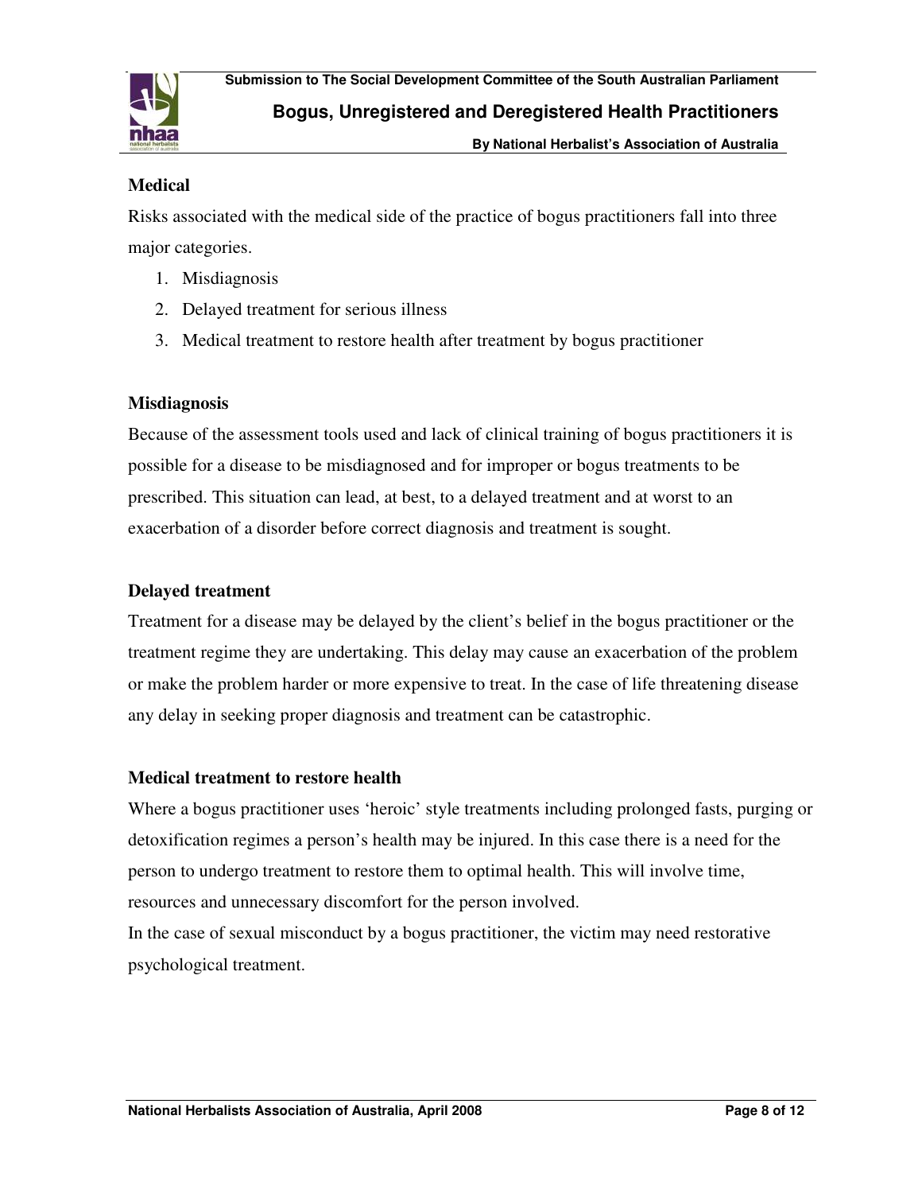## Medical

Risks associated with the medical side of the practice of bogus practitioners fall into three major categories.

1. Misdiagnosis
2. Delayed treatment for serious illness
3. Medical treatment to restore health after treatment by bogus practitioner

### Misdiagnosis

Because of the assessment tools used and lack of clinical training of bogus practitioners it is possible for a disease to be misdiagnosed and for improper or bogus treatments to be prescribed. This situation can lead, at best, to a delayed treatment and at worst to an exacerbation of a disorder before correct diagnosis and treatment is sought.

### Delayed treatment

Treatment for a disease may be delayed by the client's belief in the bogus practitioner or the treatment regime they are undertaking. This delay may cause an exacerbation of the problem or make the problem harder or more expensive to treat. In the case of life threatening disease any delay in seeking proper diagnosis and treatment can be catastrophic.

### Medical treatment to restore health

Where a bogus practitioner uses 'heroic' style treatments including prolonged fasts, purging or detoxification regimes a person's health may be injured. In this case there is a need for the person to undergo treatment to restore them to optimal health. This will involve time, resources and unnecessary discomfort for the person involved.

In the case of sexual misconduct by a bogus practitioner, the victim may need restorative psychological treatment.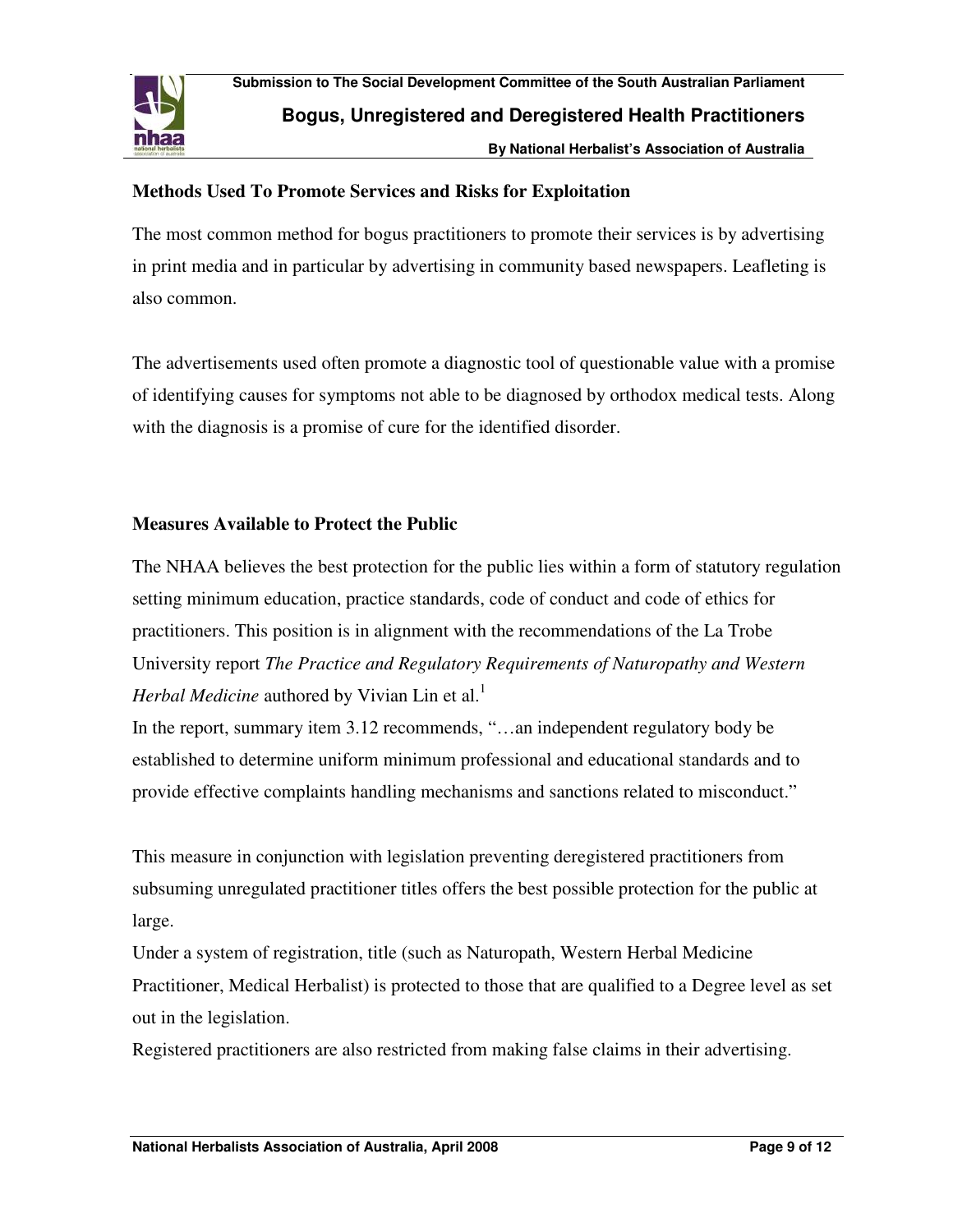**Methods Used To Promote Services and Risks for Exploitation**

The most common method for bogus practitioners to promote their services is by advertising in print media and in particular by advertising in community based newspapers. Leafleting is also common.

The advertisements used often promote a diagnostic tool of questionable value with a promise of identifying causes for symptoms not able to be diagnosed by orthodox medical tests. Along with the diagnosis is a promise of cure for the identified disorder.

**Measures Available to Protect the Public**

The NHAA believes the best protection for the public lies within a form of statutory regulation setting minimum education, practice standards, code of conduct and code of ethics for practitioners. This position is in alignment with the recommendations of the La Trobe University report *The Practice and Regulatory Requirements of Naturopathy and Western Herbal Medicine* authored by Vivian Lin et al.[1]

In the report, summary item 3.12 recommends, "…an independent regulatory body be established to determine uniform minimum professional and educational standards and to provide effective complaints handling mechanisms and sanctions related to misconduct."

This measure in conjunction with legislation preventing deregistered practitioners from subsuming unregulated practitioner titles offers the best possible protection for the public at large.

Under a system of registration, title (such as Naturopath, Western Herbal Medicine Practitioner, Medical Herbalist) is protected to those that are qualified to a Degree level as set out in the legislation.

Registered practitioners are also restricted from making false claims in their advertising.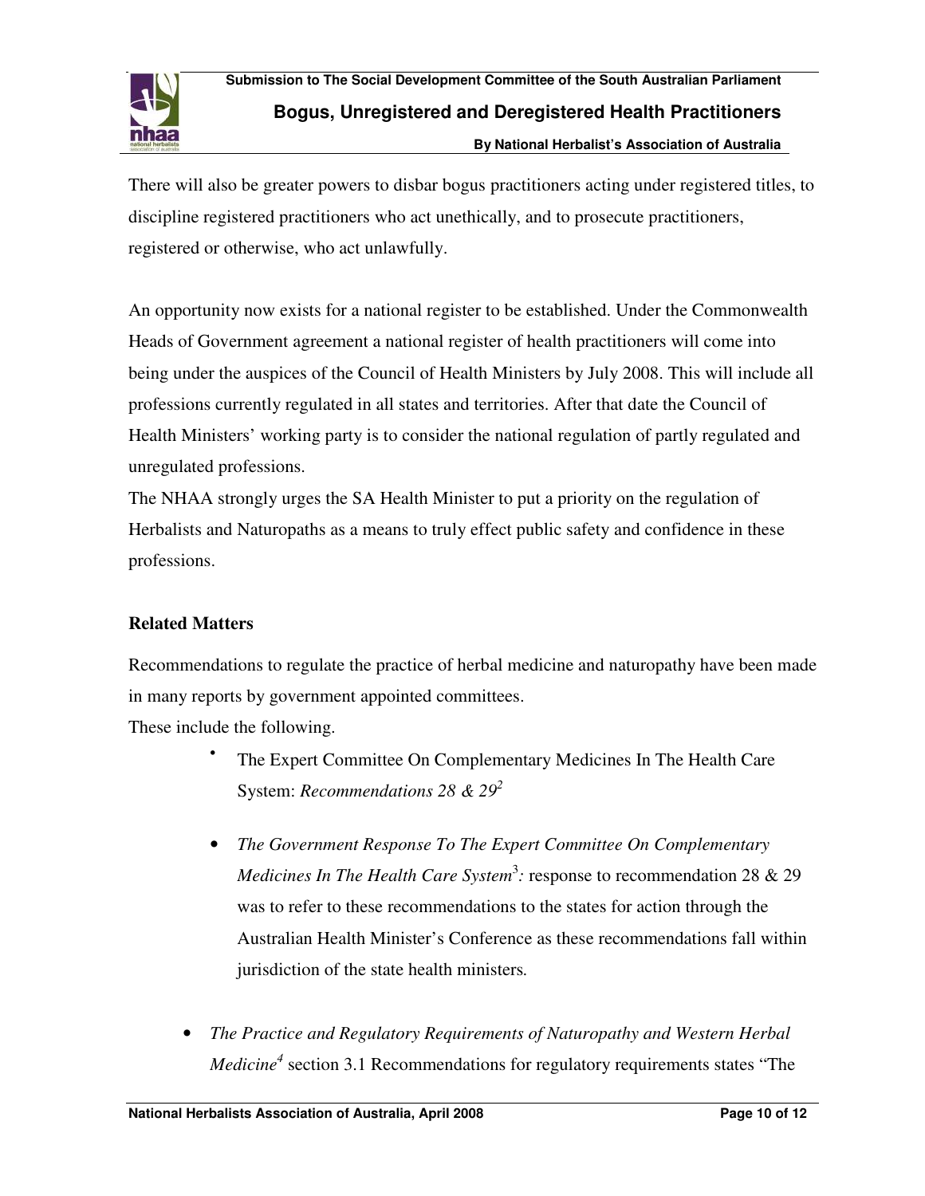There will also be greater powers to disbar bogus practitioners acting under registered titles, to discipline registered practitioners who act unethically, and to prosecute practitioners, registered or otherwise, who act unlawfully.

An opportunity now exists for a national register to be established. Under the Commonwealth Heads of Government agreement a national register of health practitioners will come into being under the auspices of the Council of Health Ministers by July 2008. This will include all professions currently regulated in all states and territories. After that date the Council of Health Ministers' working party is to consider the national regulation of partly regulated and unregulated professions.

The NHAA strongly urges the SA Health Minister to put a priority on the regulation of Herbalists and Naturopaths as a means to truly effect public safety and confidence in these professions.

**Related Matters**

Recommendations to regulate the practice of herbal medicine and naturopathy have been made in many reports by government appointed committees.

These include the following.

- The Expert Committee On Complementary Medicines In The Health Care System: *Recommendations 28 & 29*[2]

- *The Government Response To The Expert Committee On Complementary Medicines In The Health Care System*[3]*:* response to recommendation 28 & 29 was to refer to these recommendations to the states for action through the Australian Health Minister's Conference as these recommendations fall within jurisdiction of the state health ministers.

- *The Practice and Regulatory Requirements of Naturopathy and Western Herbal Medicine*[4] section 3.1 Recommendations for regulatory requirements states "The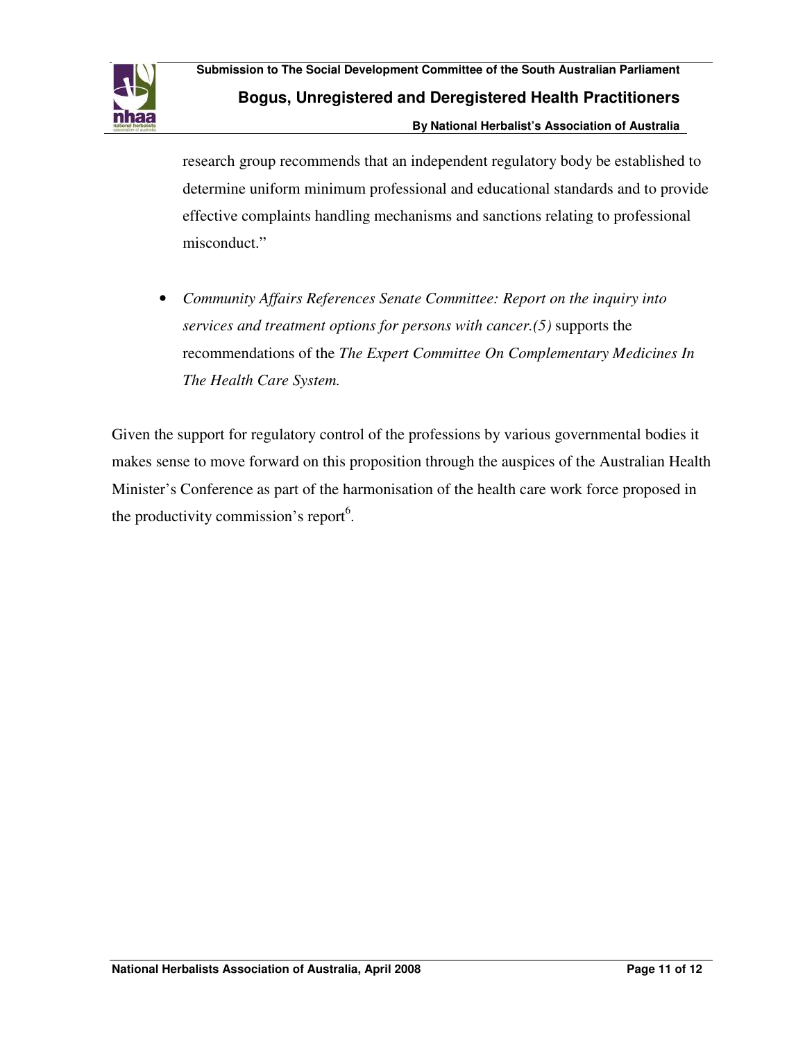research group recommends that an independent regulatory body be established to determine uniform minimum professional and educational standards and to provide effective complaints handling mechanisms and sanctions relating to professional misconduct."

- *Community Affairs References Senate Committee: Report on the inquiry into services and treatment options for persons with cancer.(5)* supports the recommendations of the *The Expert Committee On Complementary Medicines In The Health Care System.*

Given the support for regulatory control of the professions by various governmental bodies it makes sense to move forward on this proposition through the auspices of the Australian Health Minister's Conference as part of the harmonisation of the health care work force proposed in the productivity commission's report[6].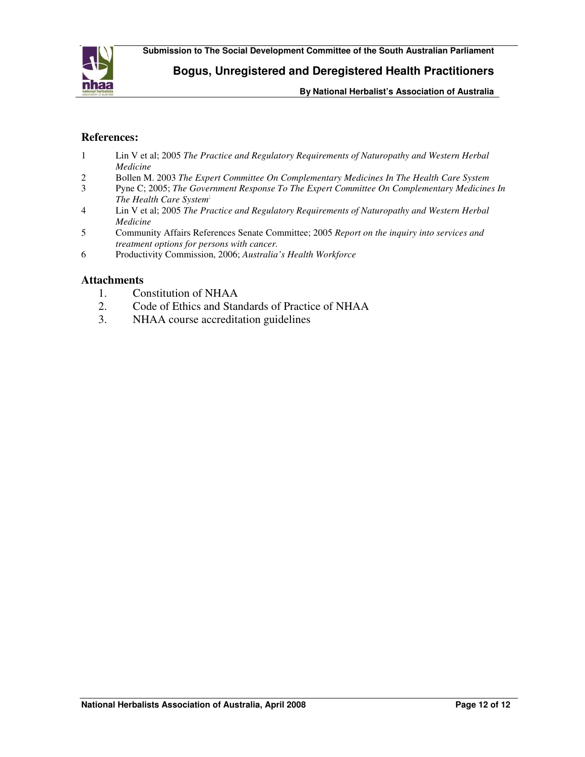**References:**

1. Lin V et al; 2005 *The Practice and Regulatory Requirements of Naturopathy and Western Herbal Medicine*
2. Bollen M. 2003 *The Expert Committee On Complementary Medicines In The Health Care System*
3. Pyne C; 2005; *The Government Response To The Expert Committee On Complementary Medicines In The Health Care System*
4. Lin V et al; 2005 *The Practice and Regulatory Requirements of Naturopathy and Western Herbal Medicine*
5. Community Affairs References Senate Committee; 2005 *Report on the inquiry into services and treatment options for persons with cancer.*
6. Productivity Commission, 2006; *Australia's Health Workforce*

## Attachments

1. Constitution of NHAA
2. Code of Ethics and Standards of Practice of NHAA
3. NHAA course accreditation guidelines